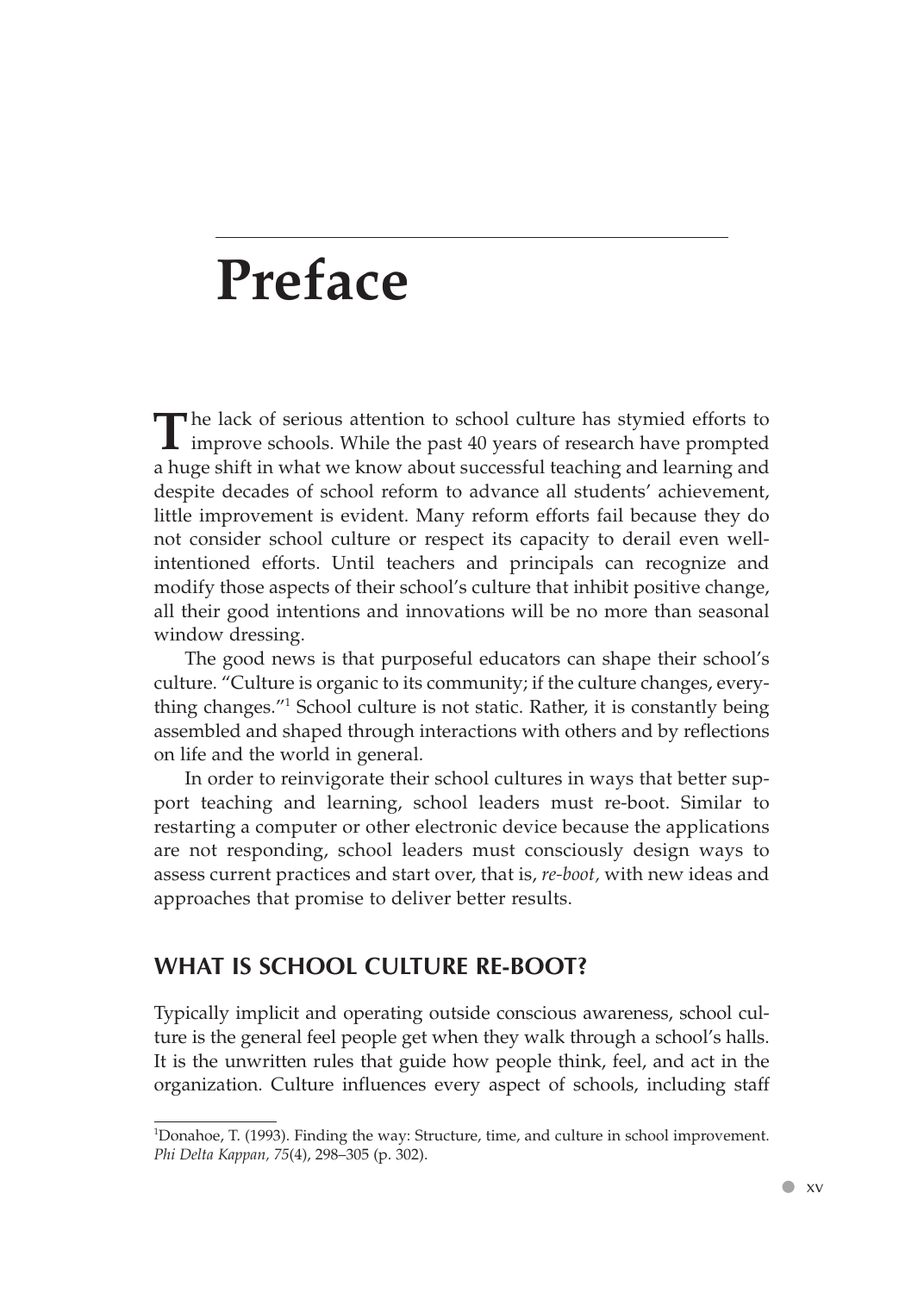# Preface

The lack of serious attention to school culture has stymied efforts to improve schools. While the past 40 years of research have prompted a huge shift in what we know about successful teaching and learning and despite decades of school reform to advance all students' achievement, little improvement is evident. Many reform efforts fail because they do not consider school culture or respect its capacity to derail even well-intentioned efforts. Until teachers and principals can recognize and modify those aspects of their school's culture that inhibit positive change, all their good intentions and innovations will be no more than seasonal window dressing.

The good news is that purposeful educators can shape their school's culture. "Culture is organic to its community; if the culture changes, everything changes."[1] School culture is not static. Rather, it is constantly being assembled and shaped through interactions with others and by reflections on life and the world in general.

In order to reinvigorate their school cultures in ways that better support teaching and learning, school leaders must re-boot. Similar to restarting a computer or other electronic device because the applications are not responding, school leaders must consciously design ways to assess current practices and start over, that is, *re-boot*, with new ideas and approaches that promise to deliver better results.

## WHAT IS SCHOOL CULTURE RE-BOOT?

Typically implicit and operating outside conscious awareness, school culture is the general feel people get when they walk through a school's halls. It is the unwritten rules that guide how people think, feel, and act in the organization. Culture influences every aspect of schools, including staff

---

[1] Donahoe, T. (1993). Finding the way: Structure, time, and culture in school improvement. *Phi Delta Kappan, 75*(4), 298–305 (p. 302).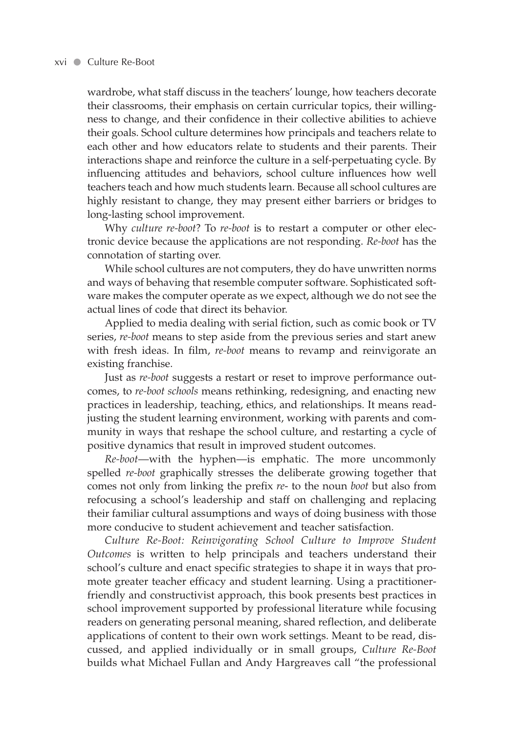wardrobe, what staff discuss in the teachers' lounge, how teachers decorate their classrooms, their emphasis on certain curricular topics, their willingness to change, and their confidence in their collective abilities to achieve their goals. School culture determines how principals and teachers relate to each other and how educators relate to students and their parents. Their interactions shape and reinforce the culture in a self-perpetuating cycle. By influencing attitudes and behaviors, school culture influences how well teachers teach and how much students learn. Because all school cultures are highly resistant to change, they may present either barriers or bridges to long-lasting school improvement.

Why *culture re-boot*? To *re-boot* is to restart a computer or other electronic device because the applications are not responding. *Re-boot* has the connotation of starting over.

While school cultures are not computers, they do have unwritten norms and ways of behaving that resemble computer software. Sophisticated software makes the computer operate as we expect, although we do not see the actual lines of code that direct its behavior.

Applied to media dealing with serial fiction, such as comic book or TV series, *re-boot* means to step aside from the previous series and start anew with fresh ideas. In film, *re-boot* means to revamp and reinvigorate an existing franchise.

Just as *re-boot* suggests a restart or reset to improve performance outcomes, to *re-boot schools* means rethinking, redesigning, and enacting new practices in leadership, teaching, ethics, and relationships. It means readjusting the student learning environment, working with parents and community in ways that reshape the school culture, and restarting a cycle of positive dynamics that result in improved student outcomes.

*Re-boot*—with the hyphen—is emphatic. The more uncommonly spelled *re-boot* graphically stresses the deliberate growing together that comes not only from linking the prefix *re-* to the noun *boot* but also from refocusing a school's leadership and staff on challenging and replacing their familiar cultural assumptions and ways of doing business with those more conducive to student achievement and teacher satisfaction.

*Culture Re-Boot: Reinvigorating School Culture to Improve Student Outcomes* is written to help principals and teachers understand their school's culture and enact specific strategies to shape it in ways that promote greater teacher efficacy and student learning. Using a practitioner-friendly and constructivist approach, this book presents best practices in school improvement supported by professional literature while focusing readers on generating personal meaning, shared reflection, and deliberate applications of content to their own work settings. Meant to be read, discussed, and applied individually or in small groups, *Culture Re-Boot* builds what Michael Fullan and Andy Hargreaves call "the professional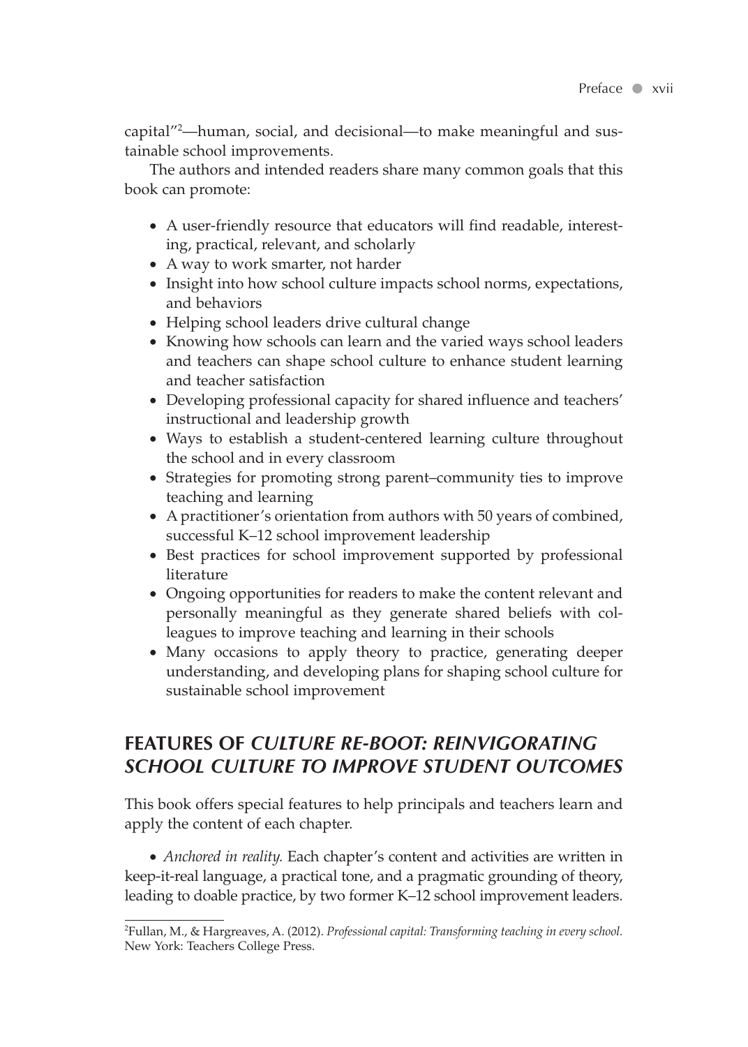capital"[2]—human, social, and decisional—to make meaningful and sustainable school improvements.

The authors and intended readers share many common goals that this book can promote:

- A user-friendly resource that educators will find readable, interesting, practical, relevant, and scholarly
- A way to work smarter, not harder
- Insight into how school culture impacts school norms, expectations, and behaviors
- Helping school leaders drive cultural change
- Knowing how schools can learn and the varied ways school leaders and teachers can shape school culture to enhance student learning and teacher satisfaction
- Developing professional capacity for shared influence and teachers' instructional and leadership growth
- Ways to establish a student-centered learning culture throughout the school and in every classroom
- Strategies for promoting strong parent–community ties to improve teaching and learning
- A practitioner's orientation from authors with 50 years of combined, successful K–12 school improvement leadership
- Best practices for school improvement supported by professional literature
- Ongoing opportunities for readers to make the content relevant and personally meaningful as they generate shared beliefs with colleagues to improve teaching and learning in their schools
- Many occasions to apply theory to practice, generating deeper understanding, and developing plans for shaping school culture for sustainable school improvement

## FEATURES OF *CULTURE RE-BOOT: REINVIGORATING SCHOOL CULTURE TO IMPROVE STUDENT OUTCOMES*

This book offers special features to help principals and teachers learn and apply the content of each chapter.

- *Anchored in reality.* Each chapter's content and activities are written in keep-it-real language, a practical tone, and a pragmatic grounding of theory, leading to doable practice, by two former K–12 school improvement leaders.

---

[2] Fullan, M., & Hargreaves, A. (2012). *Professional capital: Transforming teaching in every school.* New York: Teachers College Press.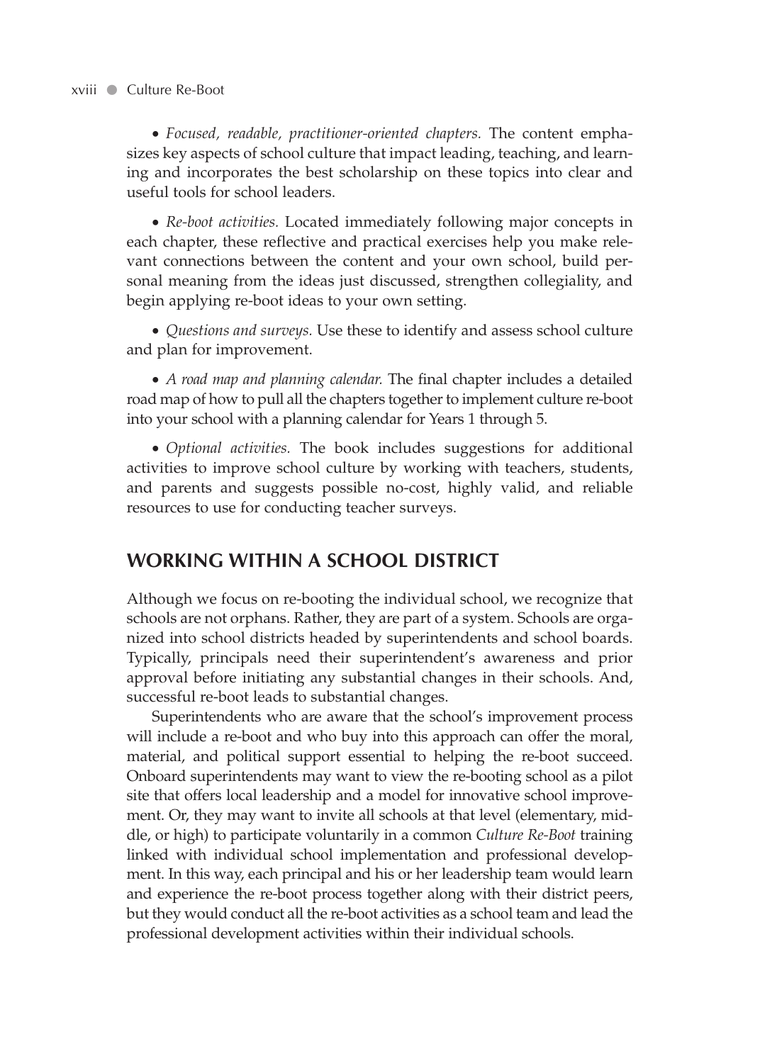- *Focused, readable, practitioner-oriented chapters.* The content emphasizes key aspects of school culture that impact leading, teaching, and learning and incorporates the best scholarship on these topics into clear and useful tools for school leaders.

- *Re-boot activities.* Located immediately following major concepts in each chapter, these reflective and practical exercises help you make relevant connections between the content and your own school, build personal meaning from the ideas just discussed, strengthen collegiality, and begin applying re-boot ideas to your own setting.

- *Questions and surveys.* Use these to identify and assess school culture and plan for improvement.

- *A road map and planning calendar.* The final chapter includes a detailed road map of how to pull all the chapters together to implement culture re-boot into your school with a planning calendar for Years 1 through 5.

- *Optional activities.* The book includes suggestions for additional activities to improve school culture by working with teachers, students, and parents and suggests possible no-cost, highly valid, and reliable resources to use for conducting teacher surveys.

## WORKING WITHIN A SCHOOL DISTRICT

Although we focus on re-booting the individual school, we recognize that schools are not orphans. Rather, they are part of a system. Schools are organized into school districts headed by superintendents and school boards. Typically, principals need their superintendent's awareness and prior approval before initiating any substantial changes in their schools. And, successful re-boot leads to substantial changes.

Superintendents who are aware that the school's improvement process will include a re-boot and who buy into this approach can offer the moral, material, and political support essential to helping the re-boot succeed. Onboard superintendents may want to view the re-booting school as a pilot site that offers local leadership and a model for innovative school improvement. Or, they may want to invite all schools at that level (elementary, middle, or high) to participate voluntarily in a common *Culture Re-Boot* training linked with individual school implementation and professional development. In this way, each principal and his or her leadership team would learn and experience the re-boot process together along with their district peers, but they would conduct all the re-boot activities as a school team and lead the professional development activities within their individual schools.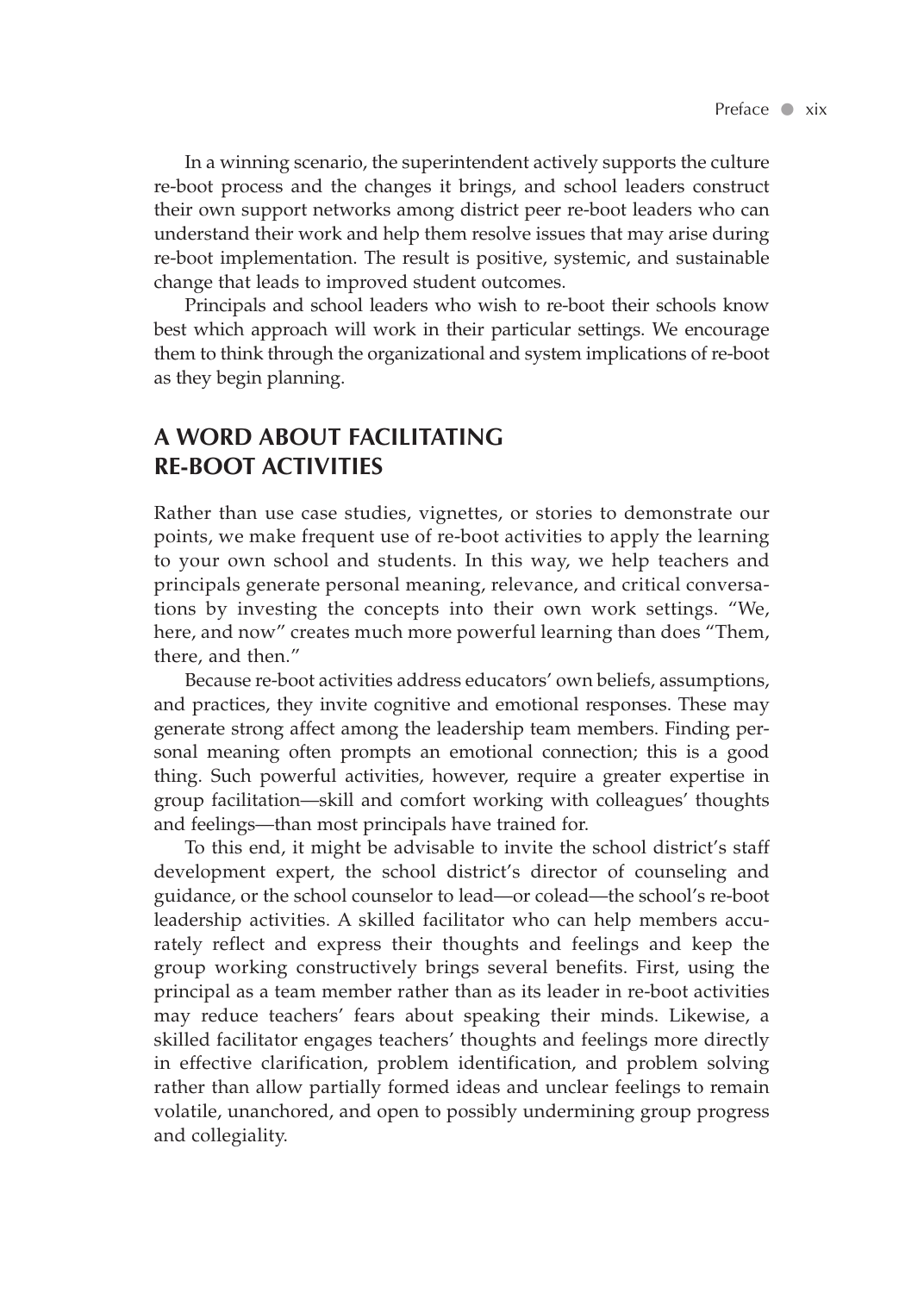In a winning scenario, the superintendent actively supports the culture re-boot process and the changes it brings, and school leaders construct their own support networks among district peer re-boot leaders who can understand their work and help them resolve issues that may arise during re-boot implementation. The result is positive, systemic, and sustainable change that leads to improved student outcomes.

Principals and school leaders who wish to re-boot their schools know best which approach will work in their particular settings. We encourage them to think through the organizational and system implications of re-boot as they begin planning.

## A WORD ABOUT FACILITATING RE-BOOT ACTIVITIES

Rather than use case studies, vignettes, or stories to demonstrate our points, we make frequent use of re-boot activities to apply the learning to your own school and students. In this way, we help teachers and principals generate personal meaning, relevance, and critical conversations by investing the concepts into their own work settings. "We, here, and now" creates much more powerful learning than does "Them, there, and then."

Because re-boot activities address educators' own beliefs, assumptions, and practices, they invite cognitive and emotional responses. These may generate strong affect among the leadership team members. Finding personal meaning often prompts an emotional connection; this is a good thing. Such powerful activities, however, require a greater expertise in group facilitation—skill and comfort working with colleagues' thoughts and feelings—than most principals have trained for.

To this end, it might be advisable to invite the school district's staff development expert, the school district's director of counseling and guidance, or the school counselor to lead—or colead—the school's re-boot leadership activities. A skilled facilitator who can help members accurately reflect and express their thoughts and feelings and keep the group working constructively brings several benefits. First, using the principal as a team member rather than as its leader in re-boot activities may reduce teachers' fears about speaking their minds. Likewise, a skilled facilitator engages teachers' thoughts and feelings more directly in effective clarification, problem identification, and problem solving rather than allow partially formed ideas and unclear feelings to remain volatile, unanchored, and open to possibly undermining group progress and collegiality.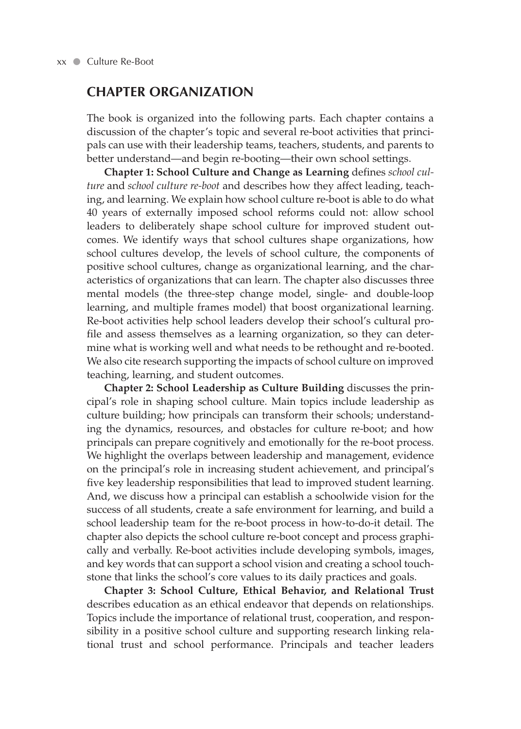## CHAPTER ORGANIZATION

The book is organized into the following parts. Each chapter contains a discussion of the chapter's topic and several re-boot activities that principals can use with their leadership teams, teachers, students, and parents to better understand—and begin re-booting—their own school settings.

**Chapter 1: School Culture and Change as Learning** defines *school culture* and *school culture re-boot* and describes how they affect leading, teaching, and learning. We explain how school culture re-boot is able to do what 40 years of externally imposed school reforms could not: allow school leaders to deliberately shape school culture for improved student outcomes. We identify ways that school cultures shape organizations, how school cultures develop, the levels of school culture, the components of positive school cultures, change as organizational learning, and the characteristics of organizations that can learn. The chapter also discusses three mental models (the three-step change model, single- and double-loop learning, and multiple frames model) that boost organizational learning. Re-boot activities help school leaders develop their school's cultural profile and assess themselves as a learning organization, so they can determine what is working well and what needs to be rethought and re-booted. We also cite research supporting the impacts of school culture on improved teaching, learning, and student outcomes.

**Chapter 2: School Leadership as Culture Building** discusses the principal's role in shaping school culture. Main topics include leadership as culture building; how principals can transform their schools; understanding the dynamics, resources, and obstacles for culture re-boot; and how principals can prepare cognitively and emotionally for the re-boot process. We highlight the overlaps between leadership and management, evidence on the principal's role in increasing student achievement, and principal's five key leadership responsibilities that lead to improved student learning. And, we discuss how a principal can establish a schoolwide vision for the success of all students, create a safe environment for learning, and build a school leadership team for the re-boot process in how-to-do-it detail. The chapter also depicts the school culture re-boot concept and process graphically and verbally. Re-boot activities include developing symbols, images, and key words that can support a school vision and creating a school touchstone that links the school's core values to its daily practices and goals.

**Chapter 3: School Culture, Ethical Behavior, and Relational Trust** describes education as an ethical endeavor that depends on relationships. Topics include the importance of relational trust, cooperation, and responsibility in a positive school culture and supporting research linking relational trust and school performance. Principals and teacher leaders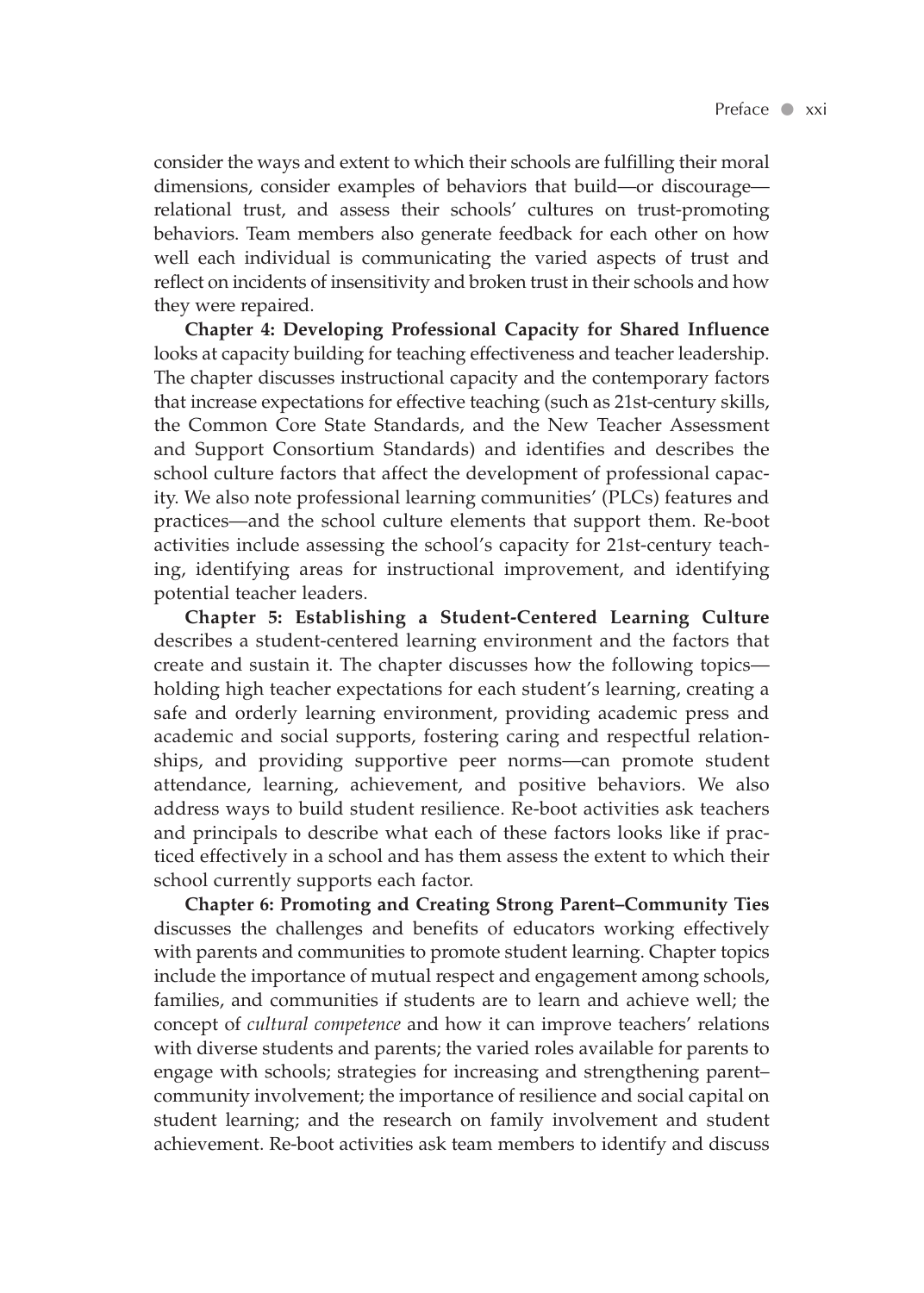consider the ways and extent to which their schools are fulfilling their moral dimensions, consider examples of behaviors that build—or discourage—relational trust, and assess their schools' cultures on trust-promoting behaviors. Team members also generate feedback for each other on how well each individual is communicating the varied aspects of trust and reflect on incidents of insensitivity and broken trust in their schools and how they were repaired.

**Chapter 4: Developing Professional Capacity for Shared Influence** looks at capacity building for teaching effectiveness and teacher leadership. The chapter discusses instructional capacity and the contemporary factors that increase expectations for effective teaching (such as 21st-century skills, the Common Core State Standards, and the New Teacher Assessment and Support Consortium Standards) and identifies and describes the school culture factors that affect the development of professional capacity. We also note professional learning communities' (PLCs) features and practices—and the school culture elements that support them. Re-boot activities include assessing the school's capacity for 21st-century teaching, identifying areas for instructional improvement, and identifying potential teacher leaders.

**Chapter 5: Establishing a Student-Centered Learning Culture** describes a student-centered learning environment and the factors that create and sustain it. The chapter discusses how the following topics—holding high teacher expectations for each student's learning, creating a safe and orderly learning environment, providing academic press and academic and social supports, fostering caring and respectful relationships, and providing supportive peer norms—can promote student attendance, learning, achievement, and positive behaviors. We also address ways to build student resilience. Re-boot activities ask teachers and principals to describe what each of these factors looks like if practiced effectively in a school and has them assess the extent to which their school currently supports each factor.

**Chapter 6: Promoting and Creating Strong Parent–Community Ties** discusses the challenges and benefits of educators working effectively with parents and communities to promote student learning. Chapter topics include the importance of mutual respect and engagement among schools, families, and communities if students are to learn and achieve well; the concept of *cultural competence* and how it can improve teachers' relations with diverse students and parents; the varied roles available for parents to engage with schools; strategies for increasing and strengthening parent–community involvement; the importance of resilience and social capital on student learning; and the research on family involvement and student achievement. Re-boot activities ask team members to identify and discuss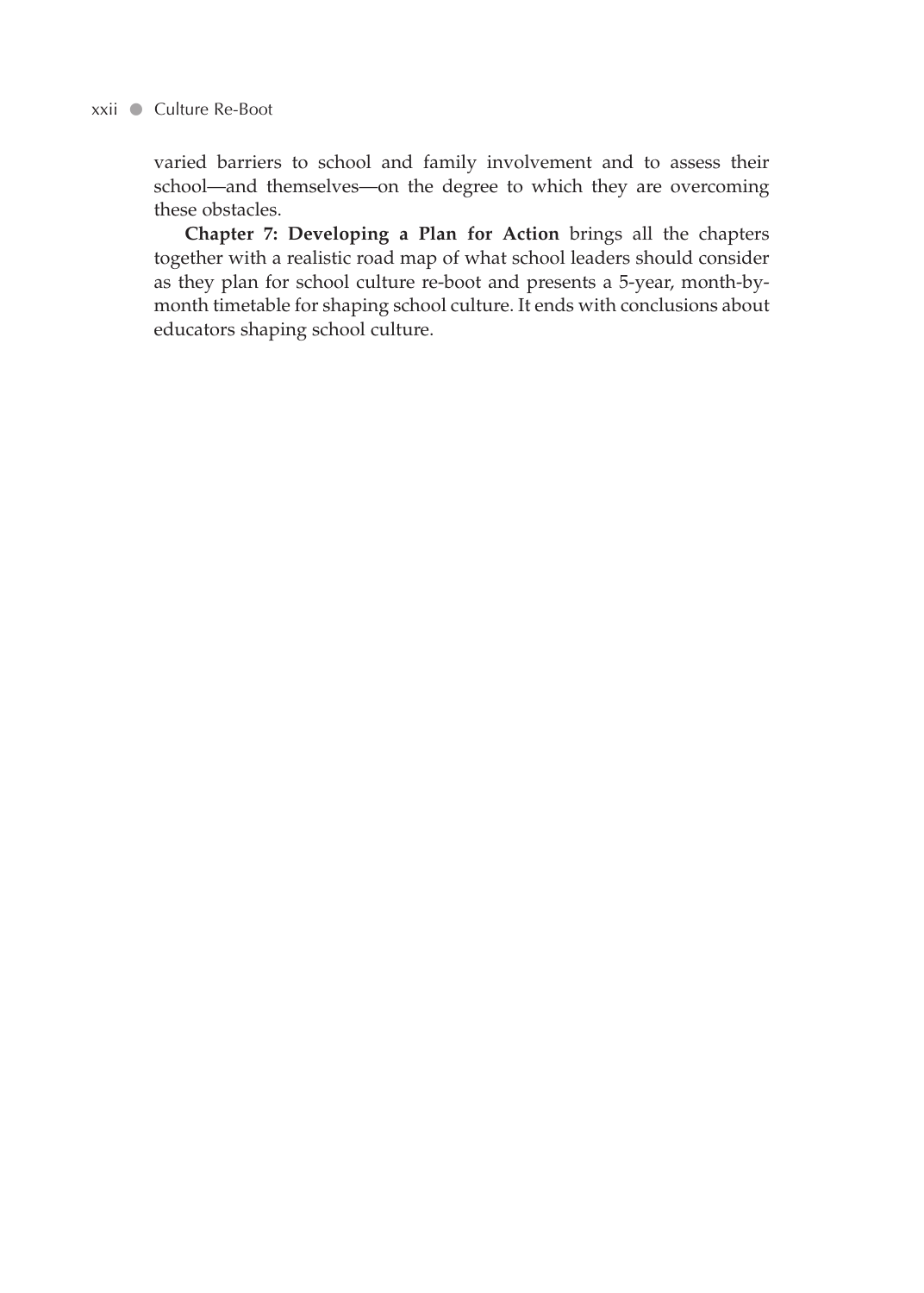varied barriers to school and family involvement and to assess their school—and themselves—on the degree to which they are overcoming these obstacles.

**Chapter 7: Developing a Plan for Action** brings all the chapters together with a realistic road map of what school leaders should consider as they plan for school culture re-boot and presents a 5-year, month-by-month timetable for shaping school culture. It ends with conclusions about educators shaping school culture.